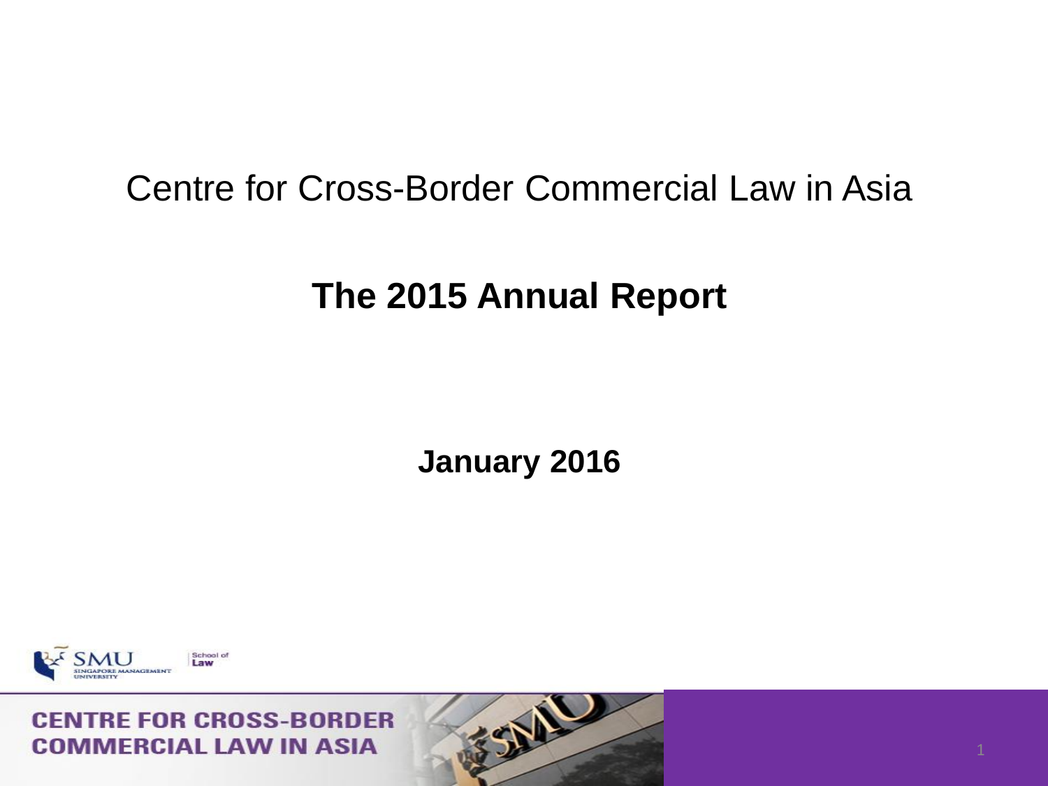Centre for Cross-Border Commercial Law in Asia

# The 2015 Annual Report

**January 2016**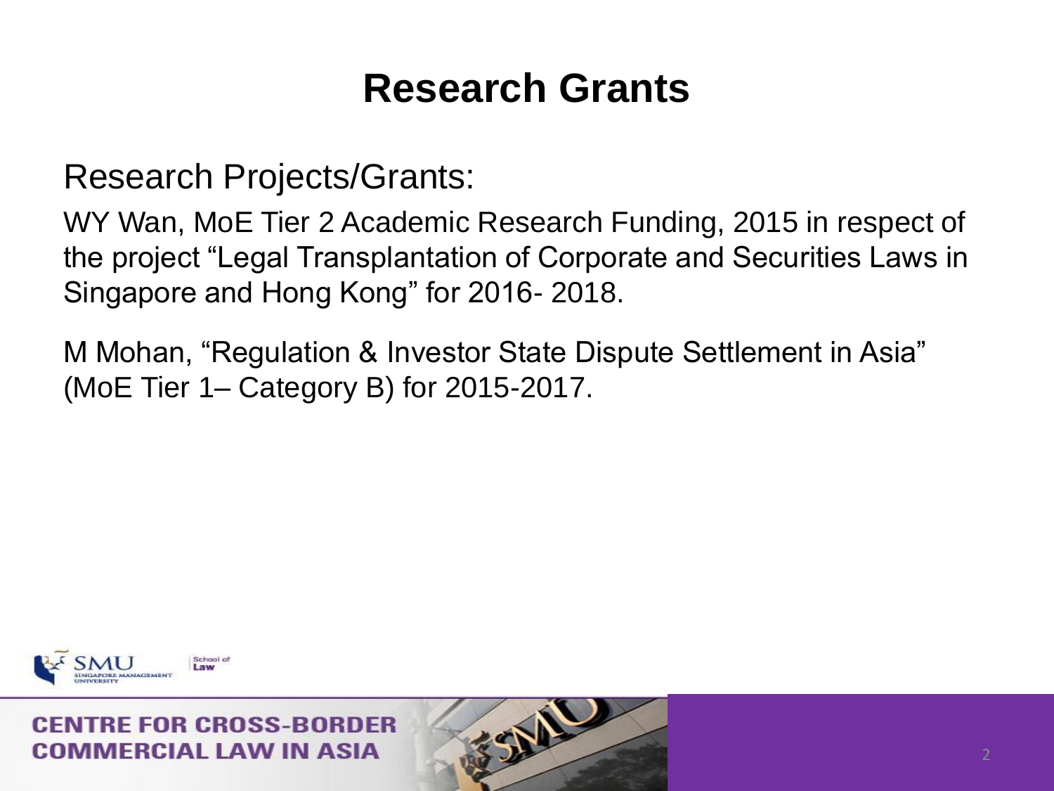# Research Grants

Research Projects/Grants:

WY Wan, MoE Tier 2 Academic Research Funding, 2015 in respect of the project “Legal Transplantation of Corporate and Securities Laws in Singapore and Hong Kong” for 2016- 2018.

M Mohan, “Regulation & Investor State Dispute Settlement in Asia” (MoE Tier 1– Category B) for 2015-2017.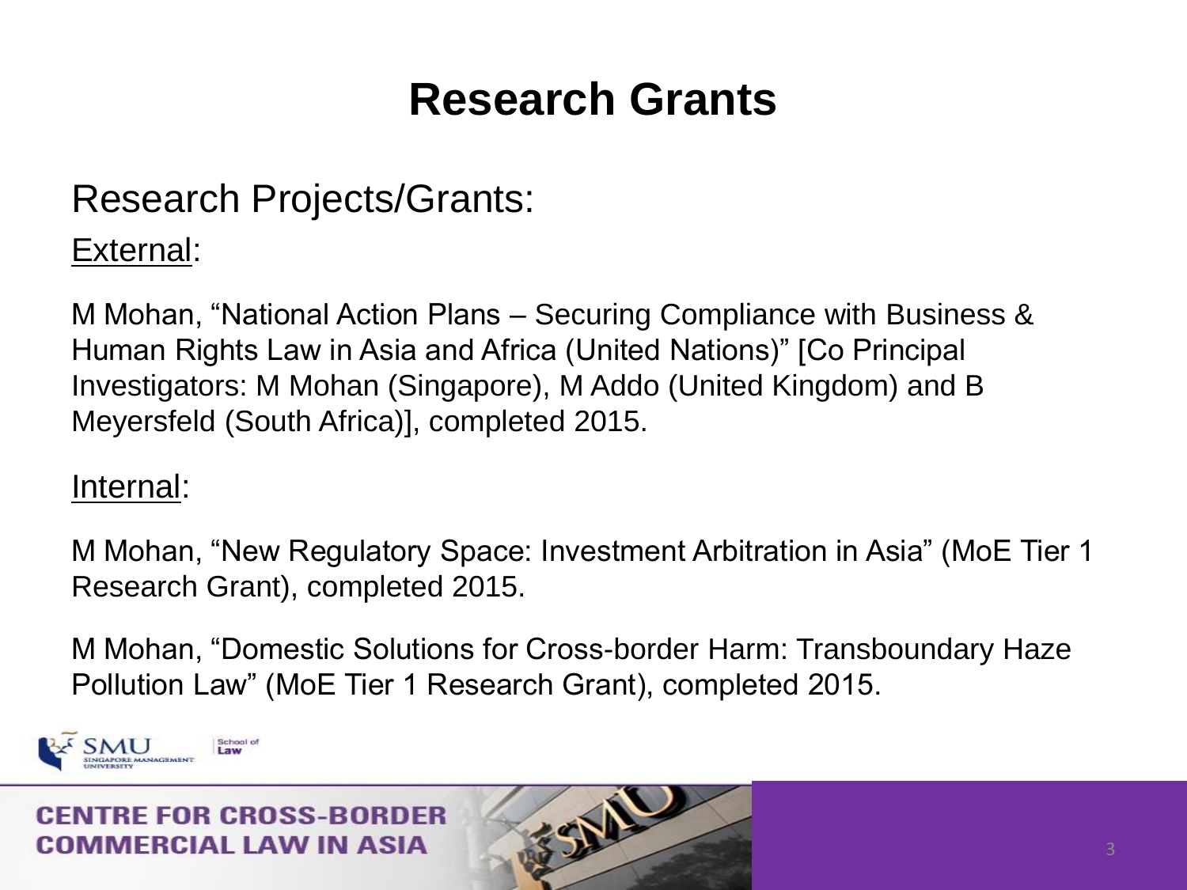# Research Grants

## Research Projects/Grants:

External:

M Mohan, "National Action Plans – Securing Compliance with Business & Human Rights Law in Asia and Africa (United Nations)" [Co Principal Investigators: M Mohan (Singapore), M Addo (United Kingdom) and B Meyersfeld (South Africa)], completed 2015.

Internal:

M Mohan, "New Regulatory Space: Investment Arbitration in Asia" (MoE Tier 1 Research Grant), completed 2015.

M Mohan, "Domestic Solutions for Cross-border Harm: Transboundary Haze Pollution Law" (MoE Tier 1 Research Grant), completed 2015.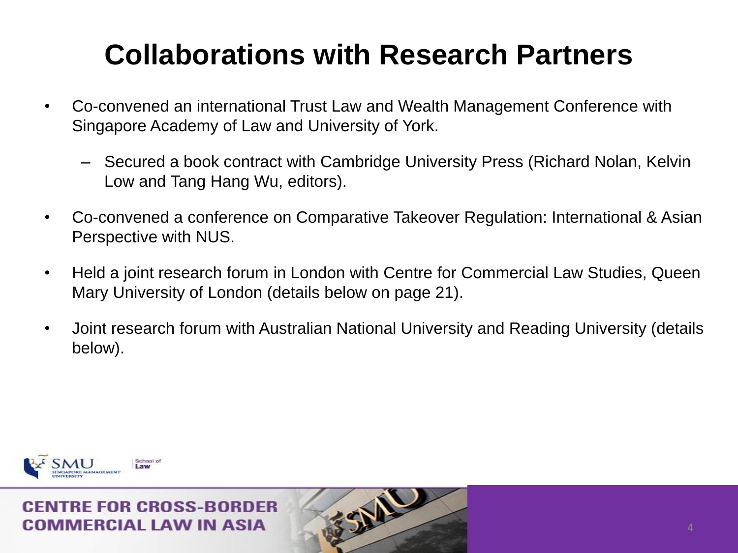# Collaborations with Research Partners

- Co-convened an international Trust Law and Wealth Management Conference with Singapore Academy of Law and University of York.
  - Secured a book contract with Cambridge University Press (Richard Nolan, Kelvin Low and Tang Hang Wu, editors).
- Co-convened a conference on Comparative Takeover Regulation: International & Asian Perspective with NUS.
- Held a joint research forum in London with Centre for Commercial Law Studies, Queen Mary University of London (details below on page 21).
- Joint research forum with Australian National University and Reading University (details below).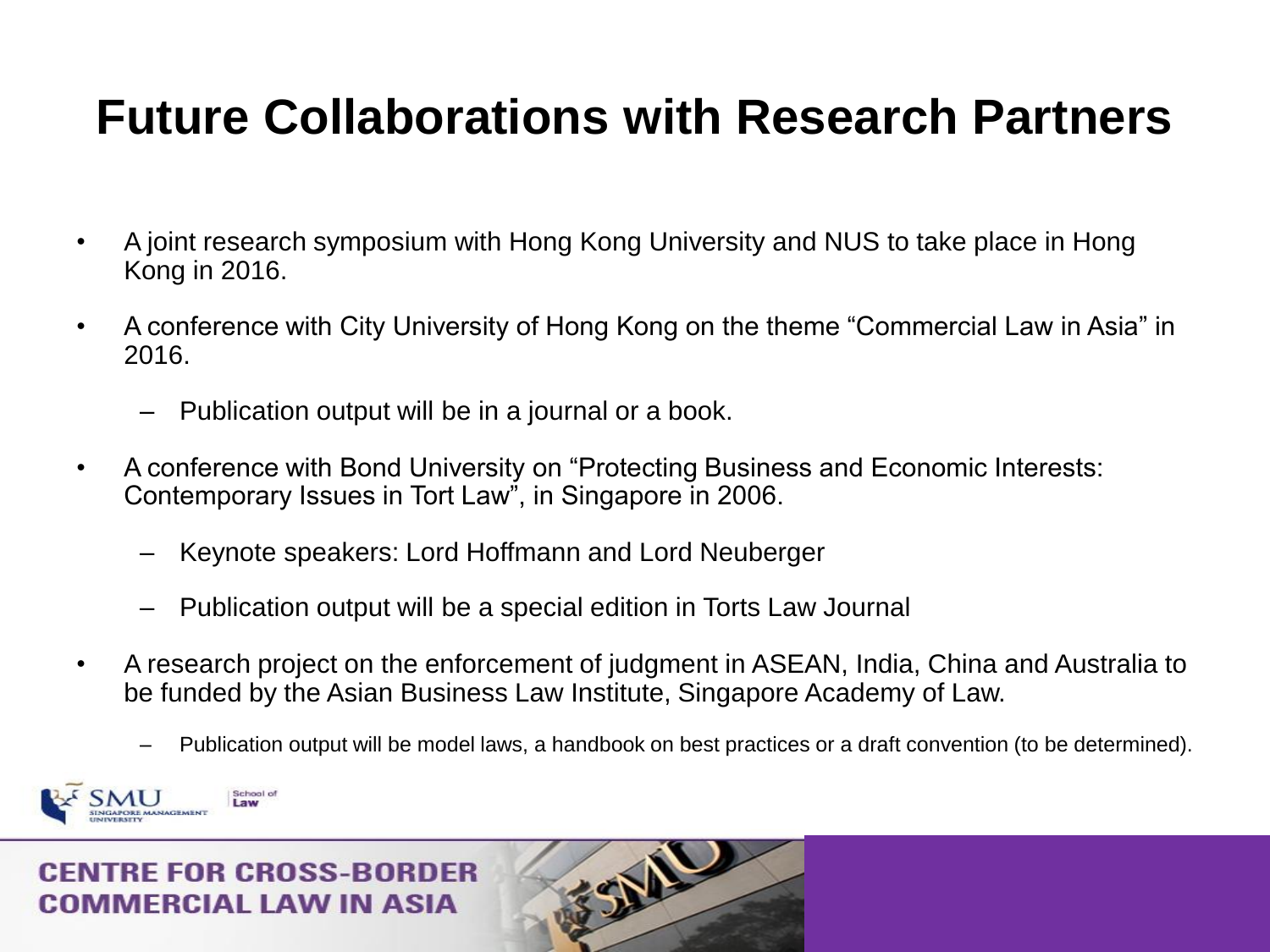# Future Collaborations with Research Partners

- A joint research symposium with Hong Kong University and NUS to take place in Hong Kong in 2016.
- A conference with City University of Hong Kong on the theme "Commercial Law in Asia" in 2016.
  - Publication output will be in a journal or a book.
- A conference with Bond University on "Protecting Business and Economic Interests: Contemporary Issues in Tort Law", in Singapore in 2006.
  - Keynote speakers: Lord Hoffmann and Lord Neuberger
  - Publication output will be a special edition in Torts Law Journal
- A research project on the enforcement of judgment in ASEAN, India, China and Australia to be funded by the Asian Business Law Institute, Singapore Academy of Law.
  - Publication output will be model laws, a handbook on best practices or a draft convention (to be determined).

CENTRE FOR CROSS-BORDER COMMERCIAL LAW IN ASIA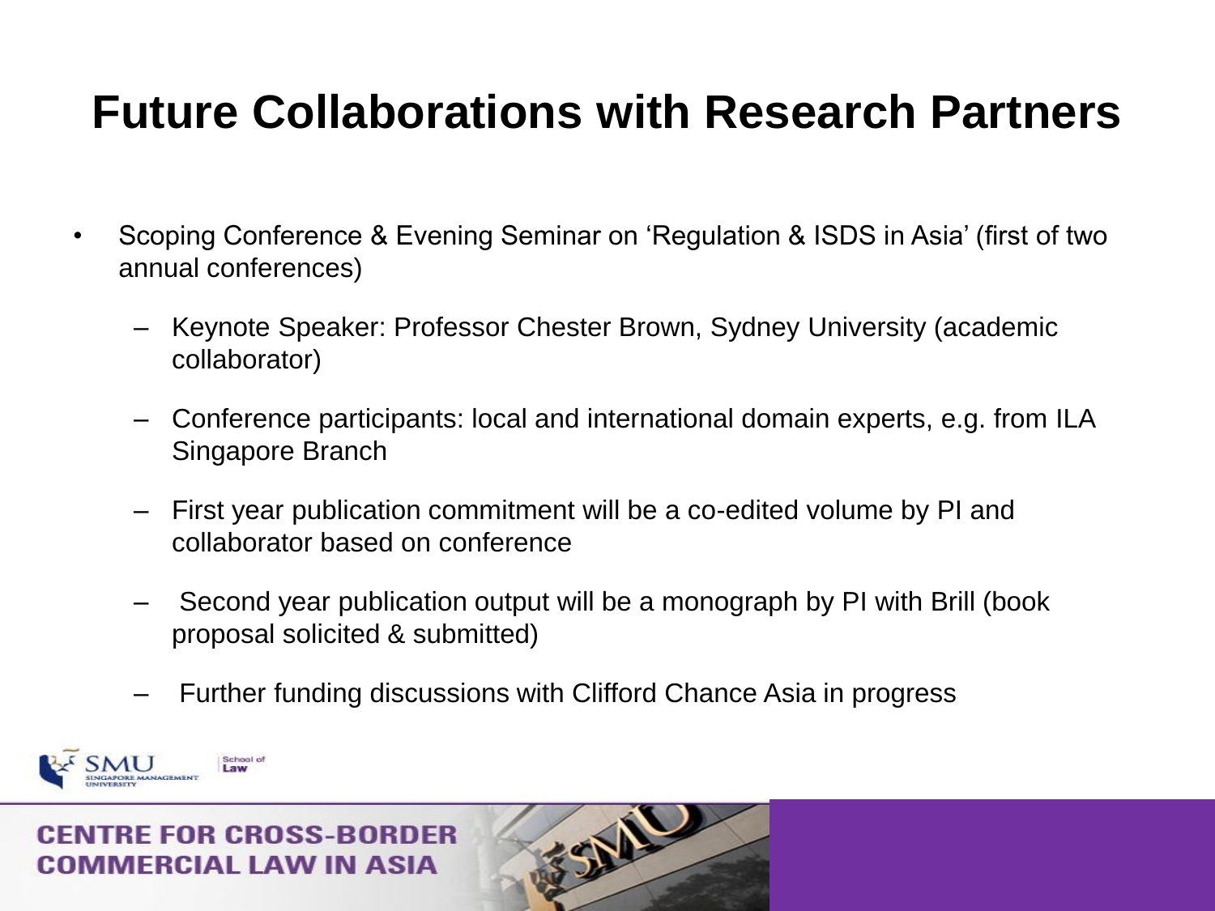# Future Collaborations with Research Partners

- Scoping Conference & Evening Seminar on 'Regulation & ISDS in Asia' (first of two annual conferences)
  - Keynote Speaker: Professor Chester Brown, Sydney University (academic collaborator)
  - Conference participants: local and international domain experts, e.g. from ILA Singapore Branch
  - First year publication commitment will be a co-edited volume by PI and collaborator based on conference
  - Second year publication output will be a monograph by PI with Brill (book proposal solicited & submitted)
  - Further funding discussions with Clifford Chance Asia in progress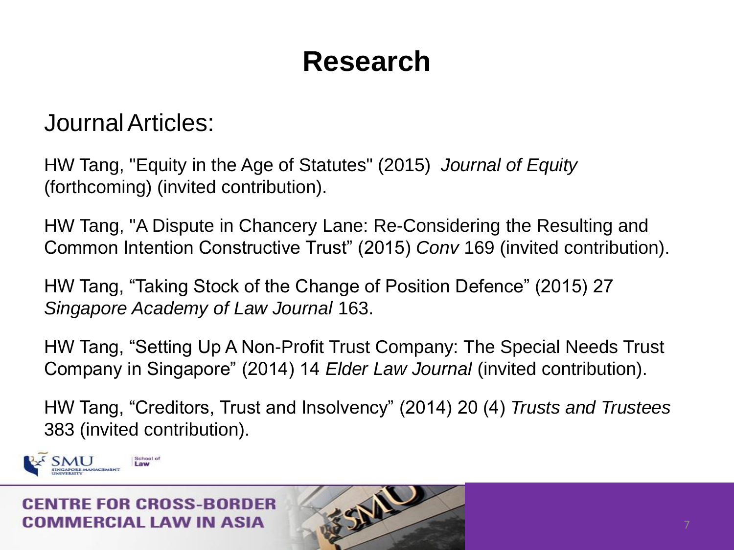# Research

## Journal Articles:

HW Tang, "Equity in the Age of Statutes" (2015) *Journal of Equity* (forthcoming) (invited contribution).

HW Tang, "A Dispute in Chancery Lane: Re-Considering the Resulting and Common Intention Constructive Trust" (2015) *Conv* 169 (invited contribution).

HW Tang, "Taking Stock of the Change of Position Defence" (2015) 27 *Singapore Academy of Law Journal* 163.

HW Tang, "Setting Up A Non-Profit Trust Company: The Special Needs Trust Company in Singapore" (2014) 14 *Elder Law Journal* (invited contribution).

HW Tang, "Creditors, Trust and Insolvency" (2014) 20 (4) *Trusts and Trustees* 383 (invited contribution).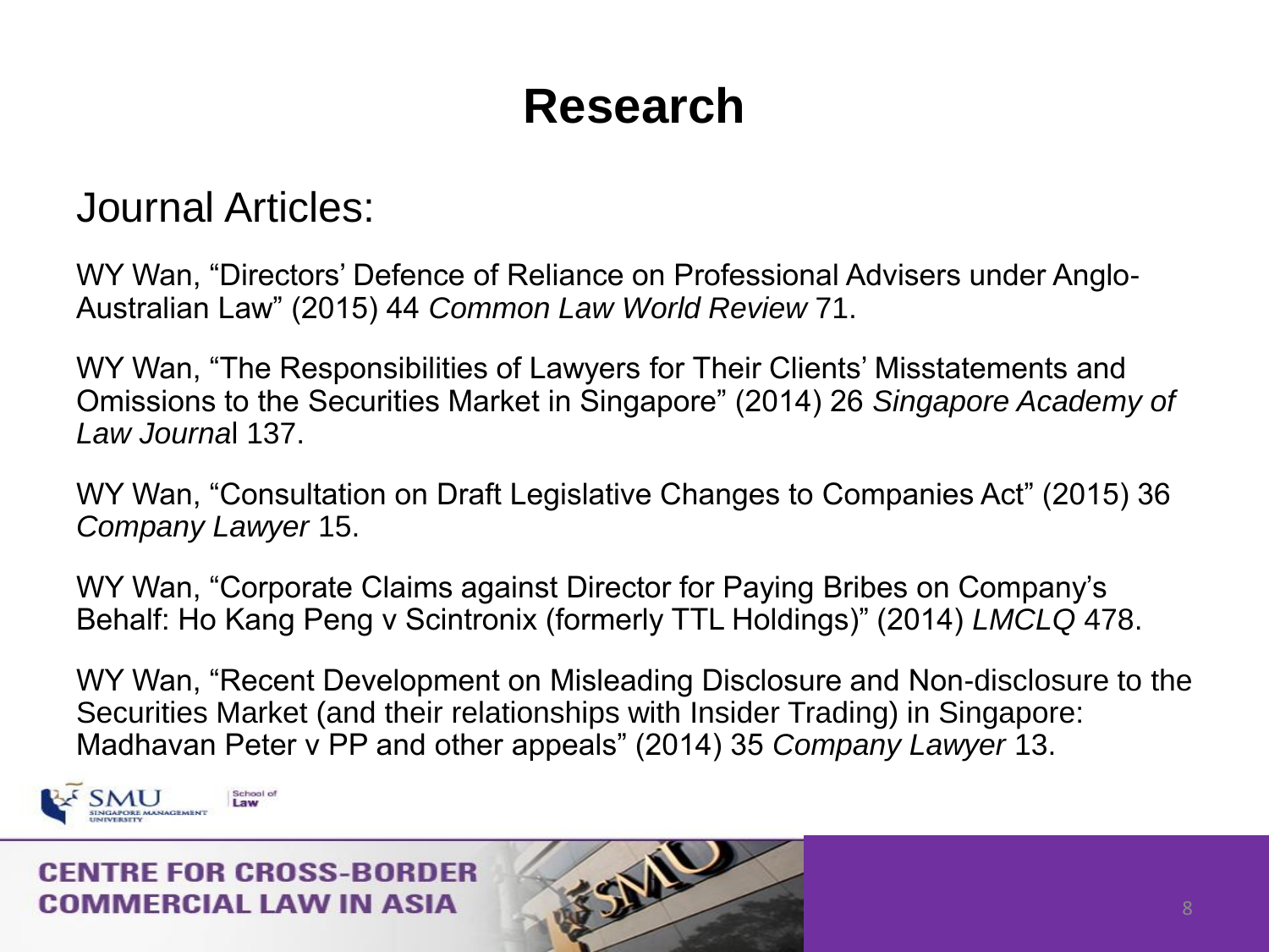# Research

## Journal Articles:

WY Wan, "Directors' Defence of Reliance on Professional Advisers under Anglo-Australian Law" (2015) 44 *Common Law World Review* 71.

WY Wan, "The Responsibilities of Lawyers for Their Clients' Misstatements and Omissions to the Securities Market in Singapore" (2014) 26 *Singapore Academy of Law Journa*l 137.

WY Wan, "Consultation on Draft Legislative Changes to Companies Act" (2015) 36 *Company Lawyer* 15.

WY Wan, "Corporate Claims against Director for Paying Bribes on Company's Behalf: Ho Kang Peng v Scintronix (formerly TTL Holdings)" (2014) *LMCLQ* 478.

WY Wan, "Recent Development on Misleading Disclosure and Non-disclosure to the Securities Market (and their relationships with Insider Trading) in Singapore: Madhavan Peter v PP and other appeals" (2014) 35 *Company Lawyer* 13.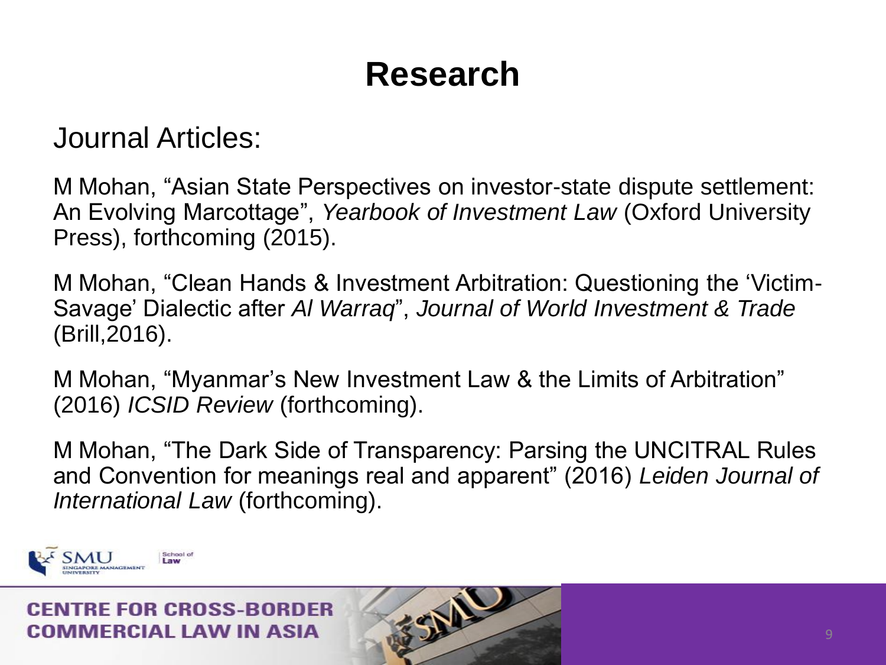# Research

Journal Articles:

M Mohan, "Asian State Perspectives on investor-state dispute settlement: An Evolving Marcottage", *Yearbook of Investment Law* (Oxford University Press), forthcoming (2015).

M Mohan, "Clean Hands & Investment Arbitration: Questioning the 'Victim-Savage' Dialectic after *Al Warraq*", *Journal of World Investment & Trade* (Brill,2016).

M Mohan, "Myanmar's New Investment Law & the Limits of Arbitration" (2016) *ICSID Review* (forthcoming).

M Mohan, "The Dark Side of Transparency: Parsing the UNCITRAL Rules and Convention for meanings real and apparent" (2016) *Leiden Journal of International Law* (forthcoming).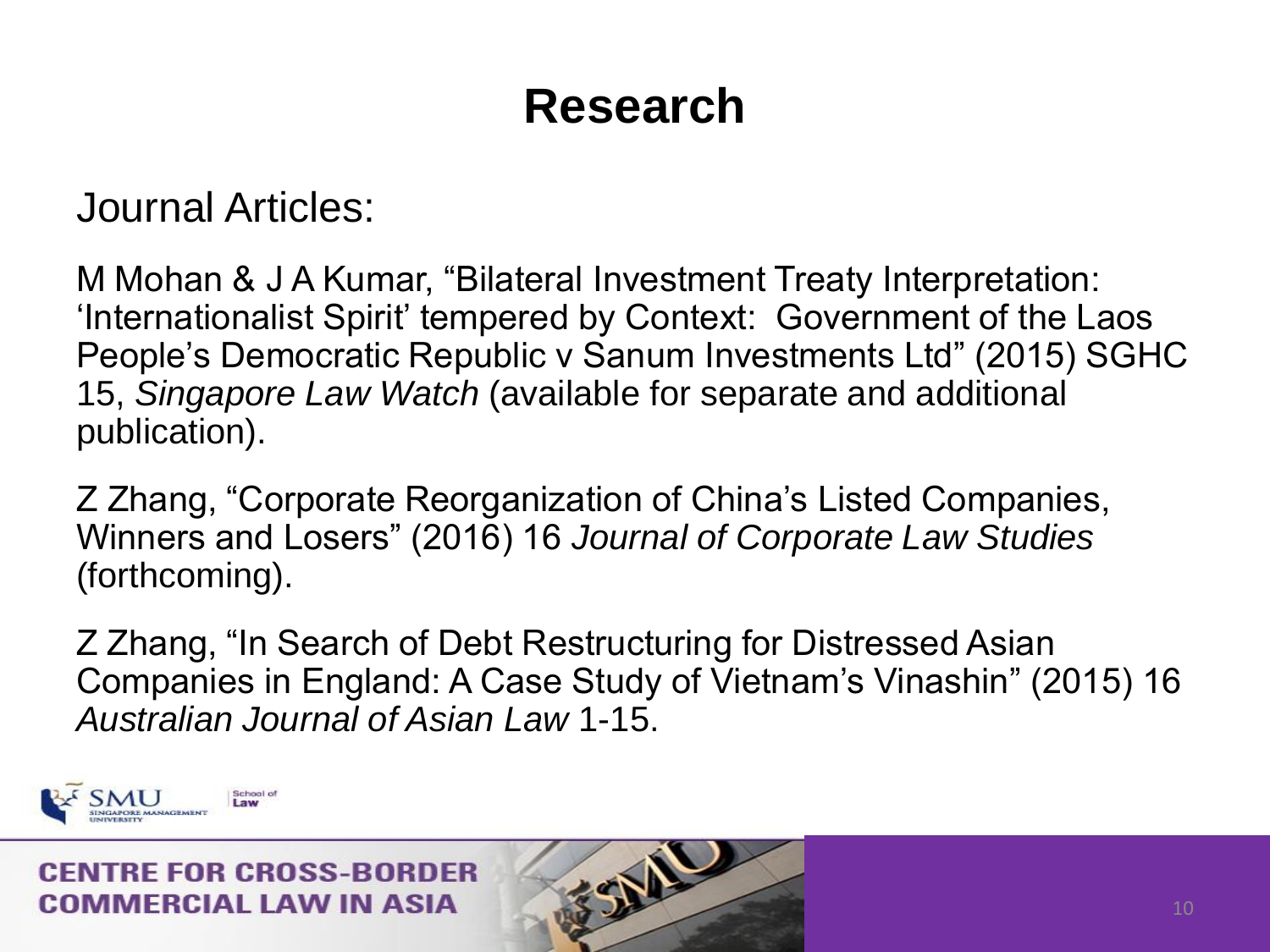# Research

Journal Articles:

M Mohan & J A Kumar, "Bilateral Investment Treaty Interpretation: 'Internationalist Spirit' tempered by Context: Government of the Laos People's Democratic Republic v Sanum Investments Ltd" (2015) SGHC 15, *Singapore Law Watch* (available for separate and additional publication).

Z Zhang, "Corporate Reorganization of China's Listed Companies, Winners and Losers" (2016) 16 *Journal of Corporate Law Studies* (forthcoming).

Z Zhang, "In Search of Debt Restructuring for Distressed Asian Companies in England: A Case Study of Vietnam's Vinashin" (2015) 16 *Australian Journal of Asian Law* 1-15.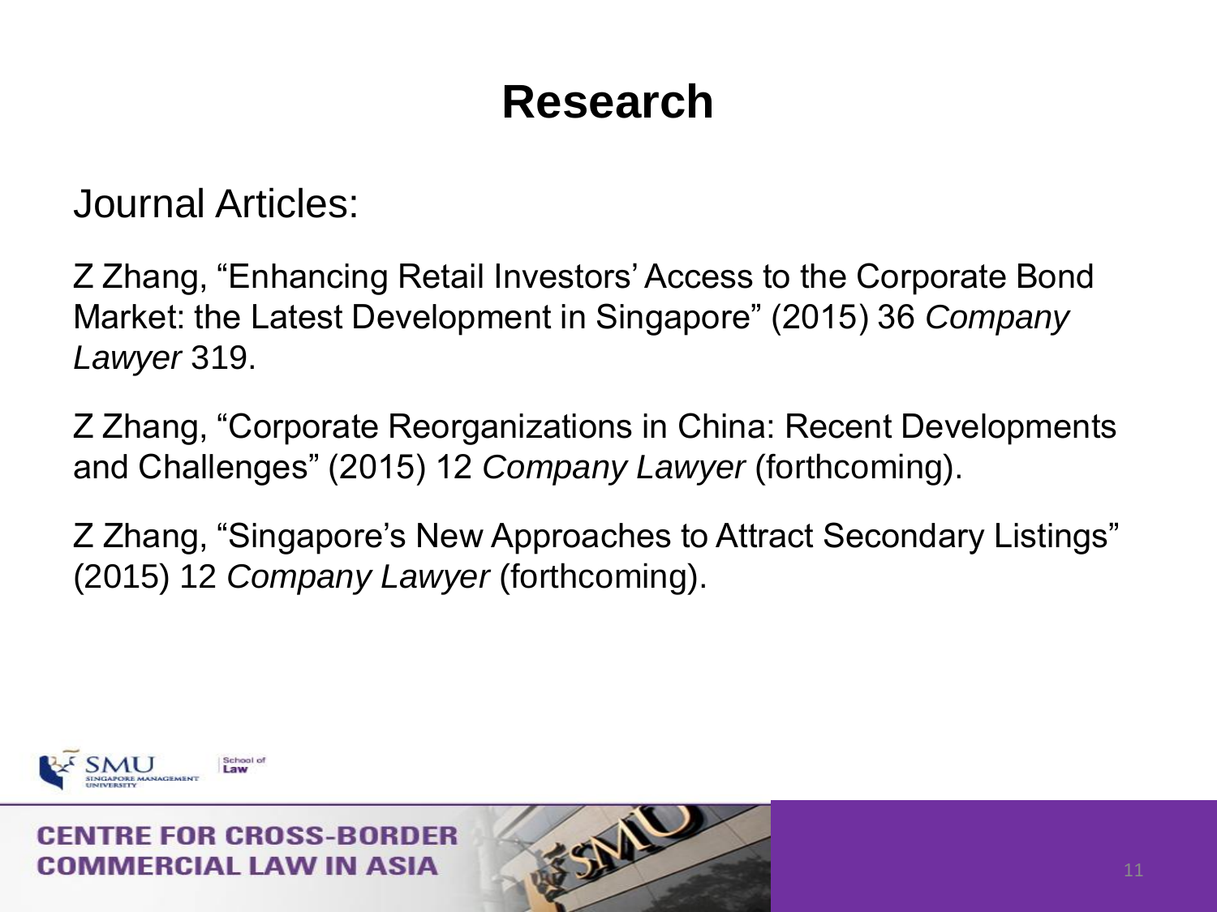# Research

Journal Articles:

Z Zhang, “Enhancing Retail Investors’ Access to the Corporate Bond Market: the Latest Development in Singapore” (2015) 36 *Company Lawyer* 319.

Z Zhang, “Corporate Reorganizations in China: Recent Developments and Challenges” (2015) 12 *Company Lawyer* (forthcoming).

Z Zhang, “Singapore’s New Approaches to Attract Secondary Listings” (2015) 12 *Company Lawyer* (forthcoming).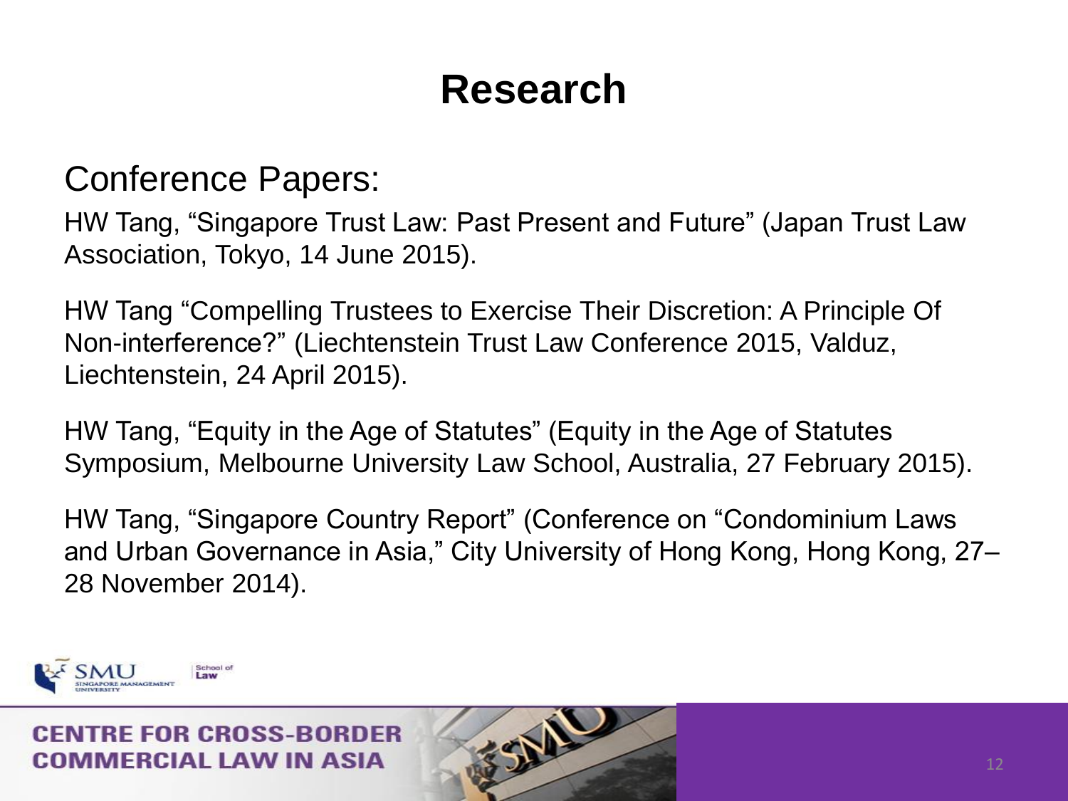# Research

## Conference Papers:

HW Tang, "Singapore Trust Law: Past Present and Future" (Japan Trust Law Association, Tokyo, 14 June 2015).

HW Tang "Compelling Trustees to Exercise Their Discretion: A Principle Of Non-interference?" (Liechtenstein Trust Law Conference 2015, Valduz, Liechtenstein, 24 April 2015).

HW Tang, "Equity in the Age of Statutes" (Equity in the Age of Statutes Symposium, Melbourne University Law School, Australia, 27 February 2015).

HW Tang, "Singapore Country Report" (Conference on "Condominium Laws and Urban Governance in Asia," City University of Hong Kong, Hong Kong, 27–28 November 2014).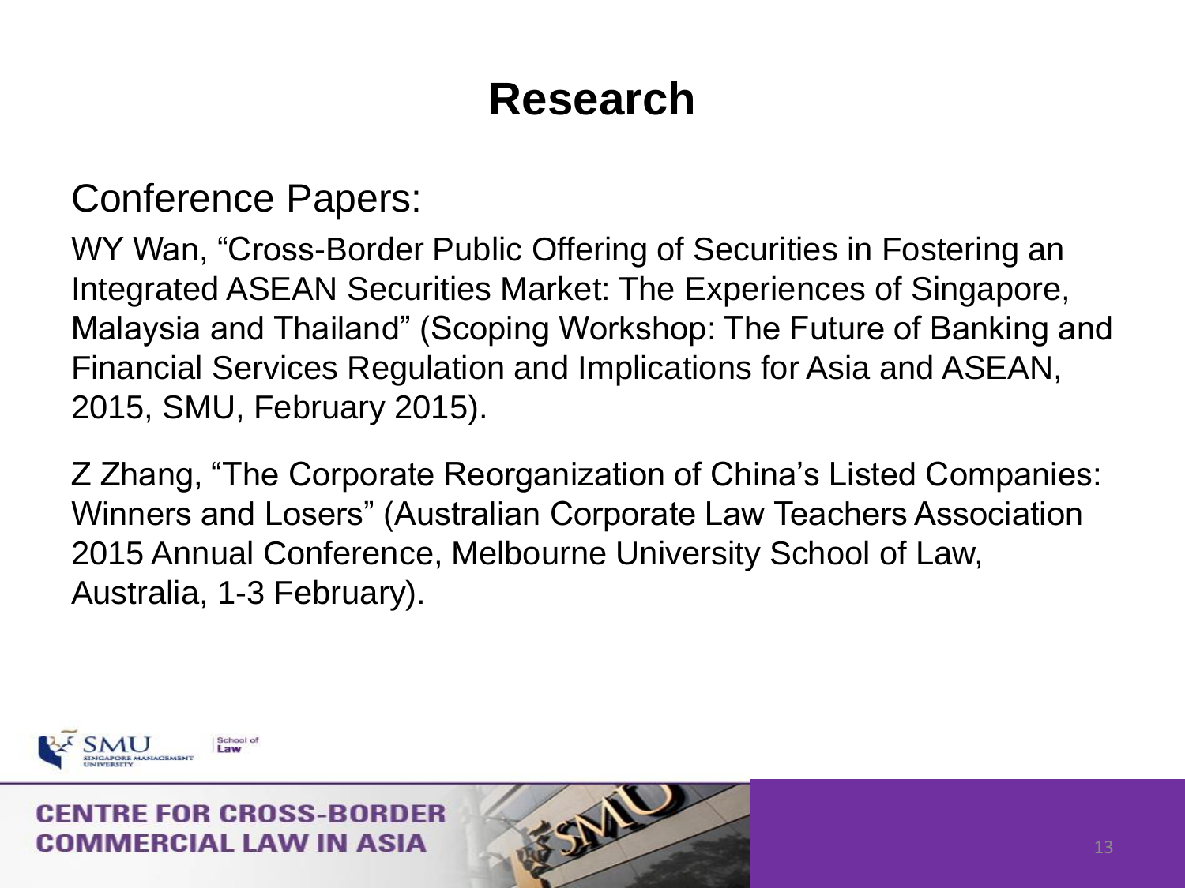# Research

## Conference Papers:

WY Wan, “Cross-Border Public Offering of Securities in Fostering an Integrated ASEAN Securities Market: The Experiences of Singapore, Malaysia and Thailand” (Scoping Workshop: The Future of Banking and Financial Services Regulation and Implications for Asia and ASEAN, 2015, SMU, February 2015).

Z Zhang, “The Corporate Reorganization of China’s Listed Companies: Winners and Losers” (Australian Corporate Law Teachers Association 2015 Annual Conference, Melbourne University School of Law, Australia, 1-3 February).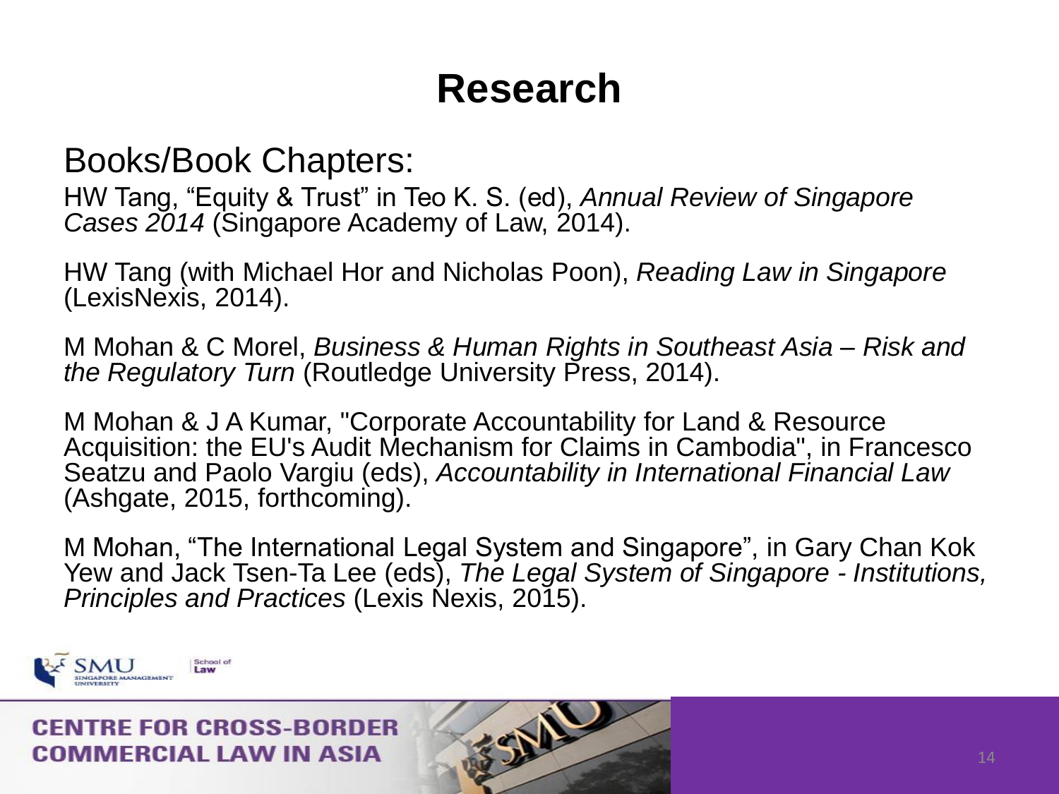# Research

## Books/Book Chapters:

HW Tang, "Equity & Trust" in Teo K. S. (ed), *Annual Review of Singapore Cases 2014* (Singapore Academy of Law, 2014).

HW Tang (with Michael Hor and Nicholas Poon), *Reading Law in Singapore* (LexisNexis, 2014).

M Mohan & C Morel, *Business & Human Rights in Southeast Asia – Risk and the Regulatory Turn* (Routledge University Press, 2014).

M Mohan & J A Kumar, "Corporate Accountability for Land & Resource Acquisition: the EU's Audit Mechanism for Claims in Cambodia", in Francesco Seatzu and Paolo Vargiu (eds), *Accountability in International Financial Law* (Ashgate, 2015, forthcoming).

M Mohan, "The International Legal System and Singapore", in Gary Chan Kok Yew and Jack Tsen-Ta Lee (eds), *The Legal System of Singapore - Institutions, Principles and Practices* (Lexis Nexis, 2015).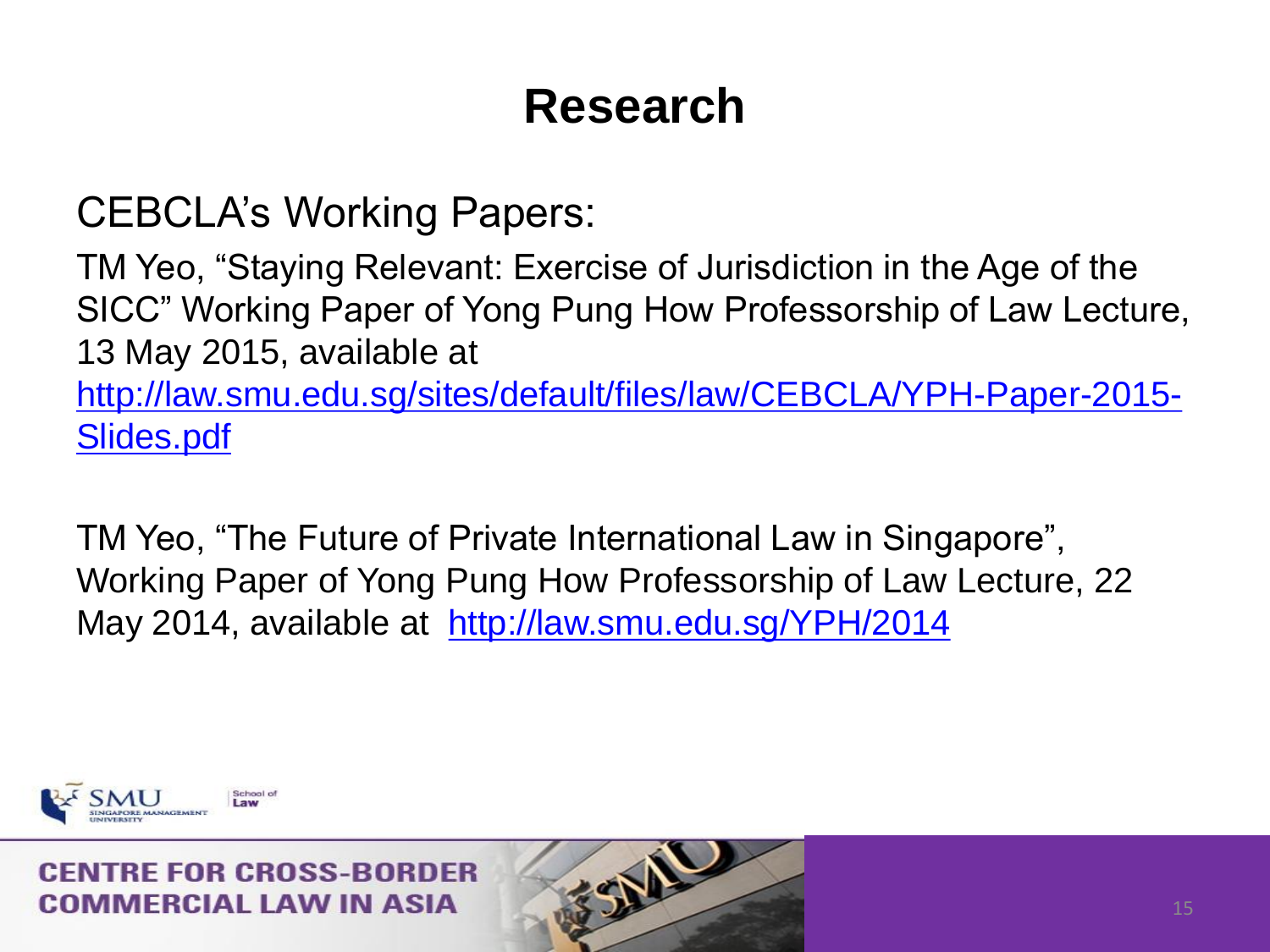# Research

CEBCLA's Working Papers:

TM Yeo, "Staying Relevant: Exercise of Jurisdiction in the Age of the SICC" Working Paper of Yong Pung How Professorship of Law Lecture, 13 May 2015, available at http://law.smu.edu.sg/sites/default/files/law/CEBCLA/YPH-Paper-2015-Slides.pdf

TM Yeo, "The Future of Private International Law in Singapore", Working Paper of Yong Pung How Professorship of Law Lecture, 22 May 2014, available at http://law.smu.edu.sg/YPH/2014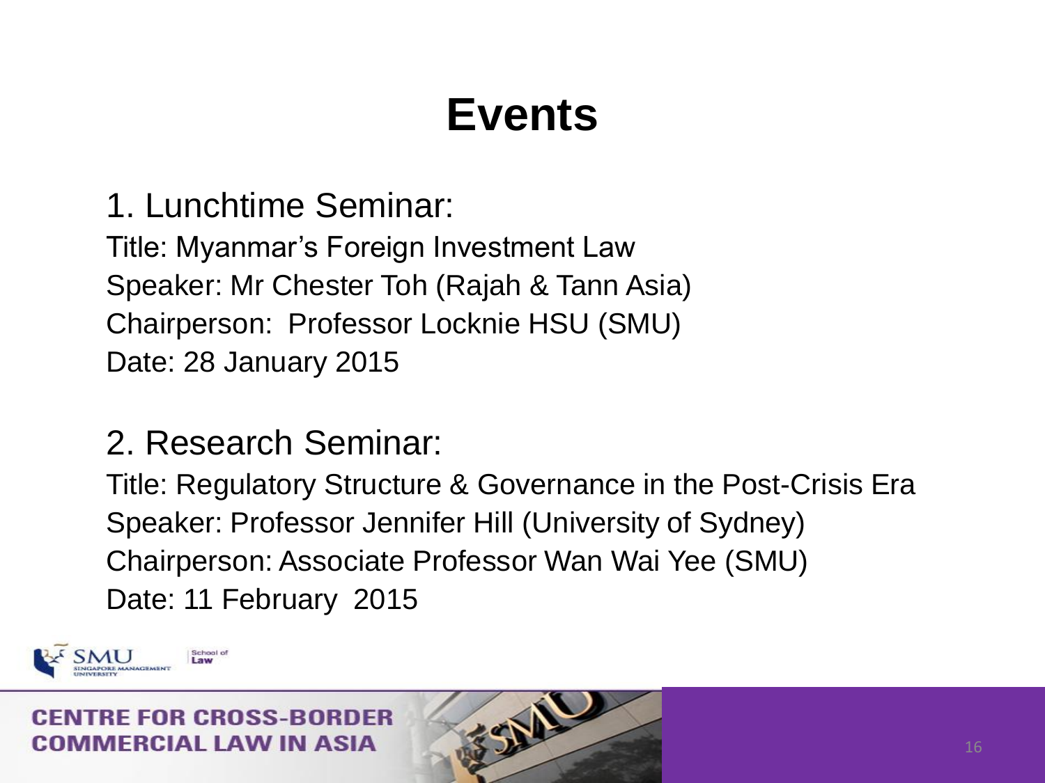# Events

1. Lunchtime Seminar:

Title: Myanmar's Foreign Investment Law
Speaker: Mr Chester Toh (Rajah & Tann Asia)
Chairperson: Professor Locknie HSU (SMU)
Date: 28 January 2015

2. Research Seminar:

Title: Regulatory Structure & Governance in the Post-Crisis Era
Speaker: Professor Jennifer Hill (University of Sydney)
Chairperson: Associate Professor Wan Wai Yee (SMU)
Date: 11 February 2015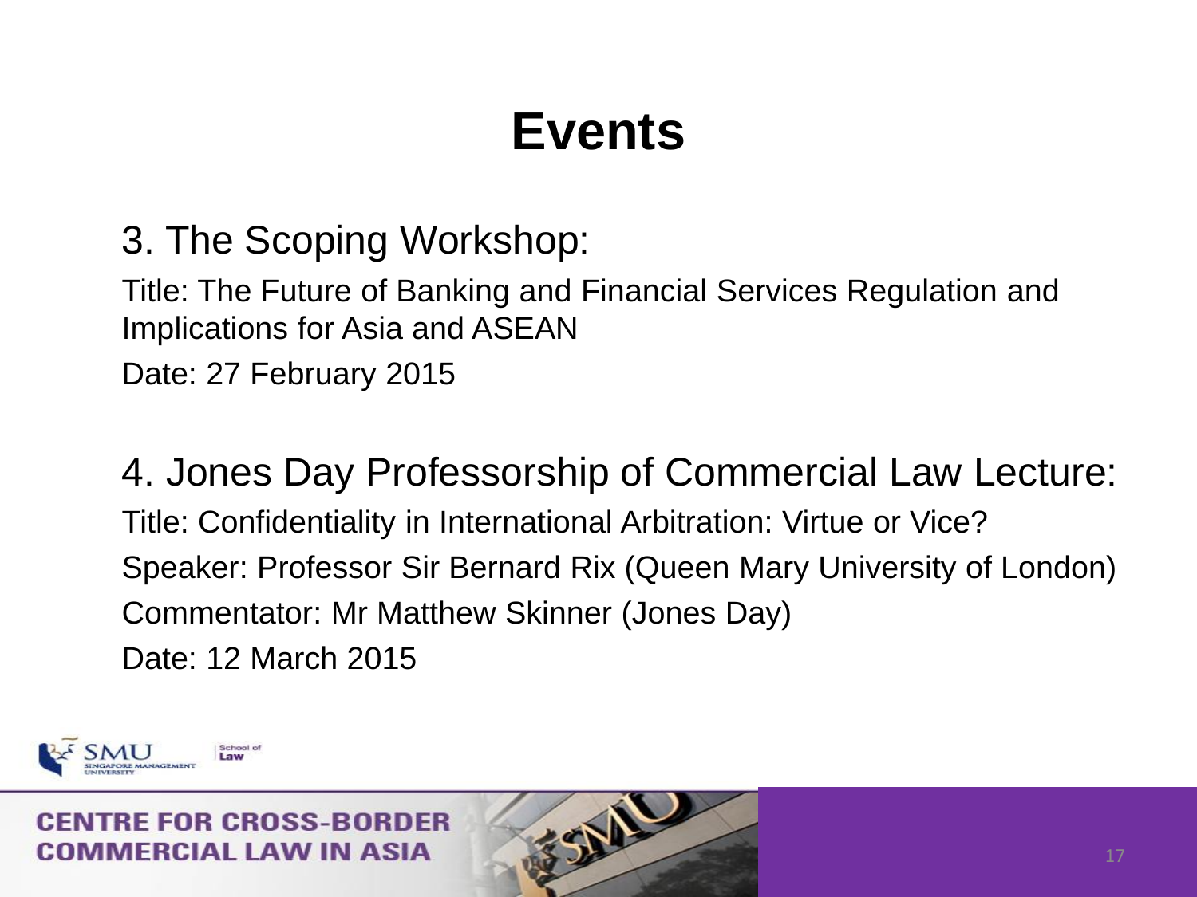# Events

3. The Scoping Workshop:

Title: The Future of Banking and Financial Services Regulation and Implications for Asia and ASEAN

Date: 27 February 2015

4. Jones Day Professorship of Commercial Law Lecture:

Title: Confidentiality in International Arbitration: Virtue or Vice?

Speaker: Professor Sir Bernard Rix (Queen Mary University of London)

Commentator: Mr Matthew Skinner (Jones Day)

Date: 12 March 2015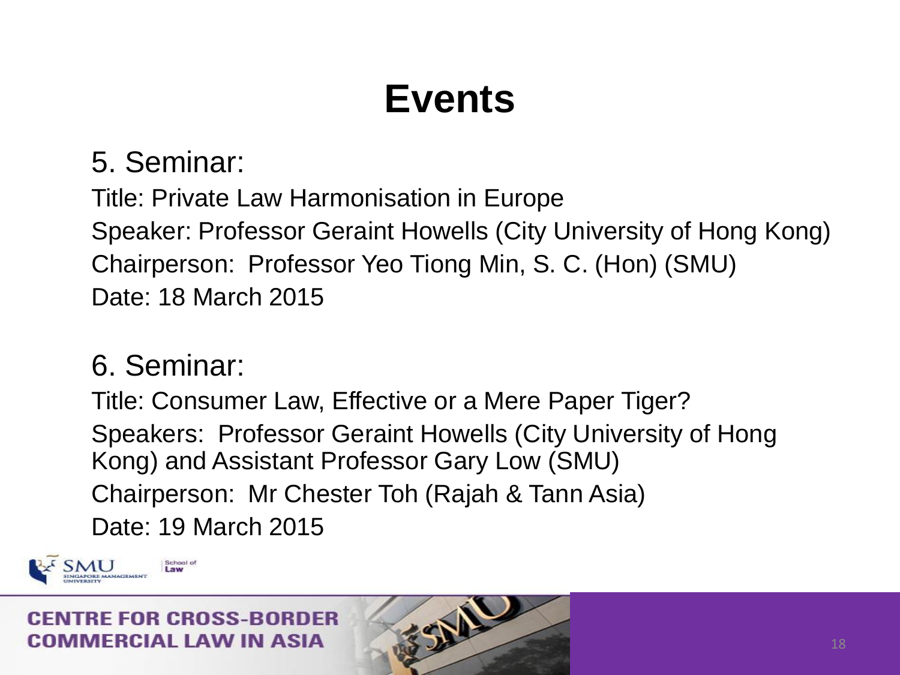# Events

5. Seminar:

Title: Private Law Harmonisation in Europe
Speaker: Professor Geraint Howells (City University of Hong Kong)
Chairperson: Professor Yeo Tiong Min, S. C. (Hon) (SMU)
Date: 18 March 2015

6. Seminar:

Title: Consumer Law, Effective or a Mere Paper Tiger?
Speakers: Professor Geraint Howells (City University of Hong Kong) and Assistant Professor Gary Low (SMU)
Chairperson: Mr Chester Toh (Rajah & Tann Asia)
Date: 19 March 2015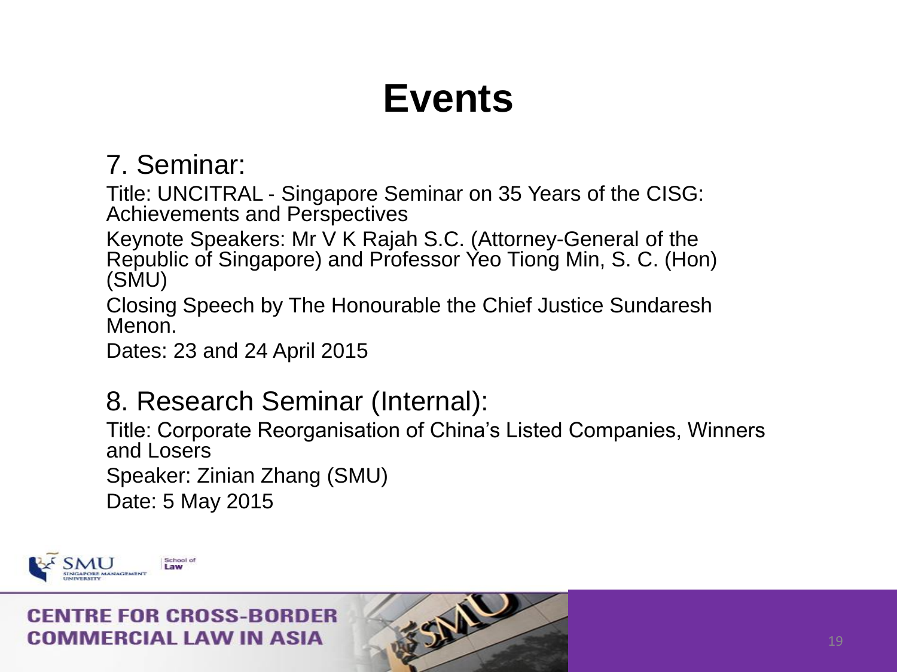# Events

## 7. Seminar:

Title: UNCITRAL - Singapore Seminar on 35 Years of the CISG: Achievements and Perspectives

Keynote Speakers: Mr V K Rajah S.C. (Attorney-General of the Republic of Singapore) and Professor Yeo Tiong Min, S. C. (Hon) (SMU)

Closing Speech by The Honourable the Chief Justice Sundaresh Menon.

Dates: 23 and 24 April 2015

## 8. Research Seminar (Internal):

Title: Corporate Reorganisation of China's Listed Companies, Winners and Losers

Speaker: Zinian Zhang (SMU)

Date: 5 May 2015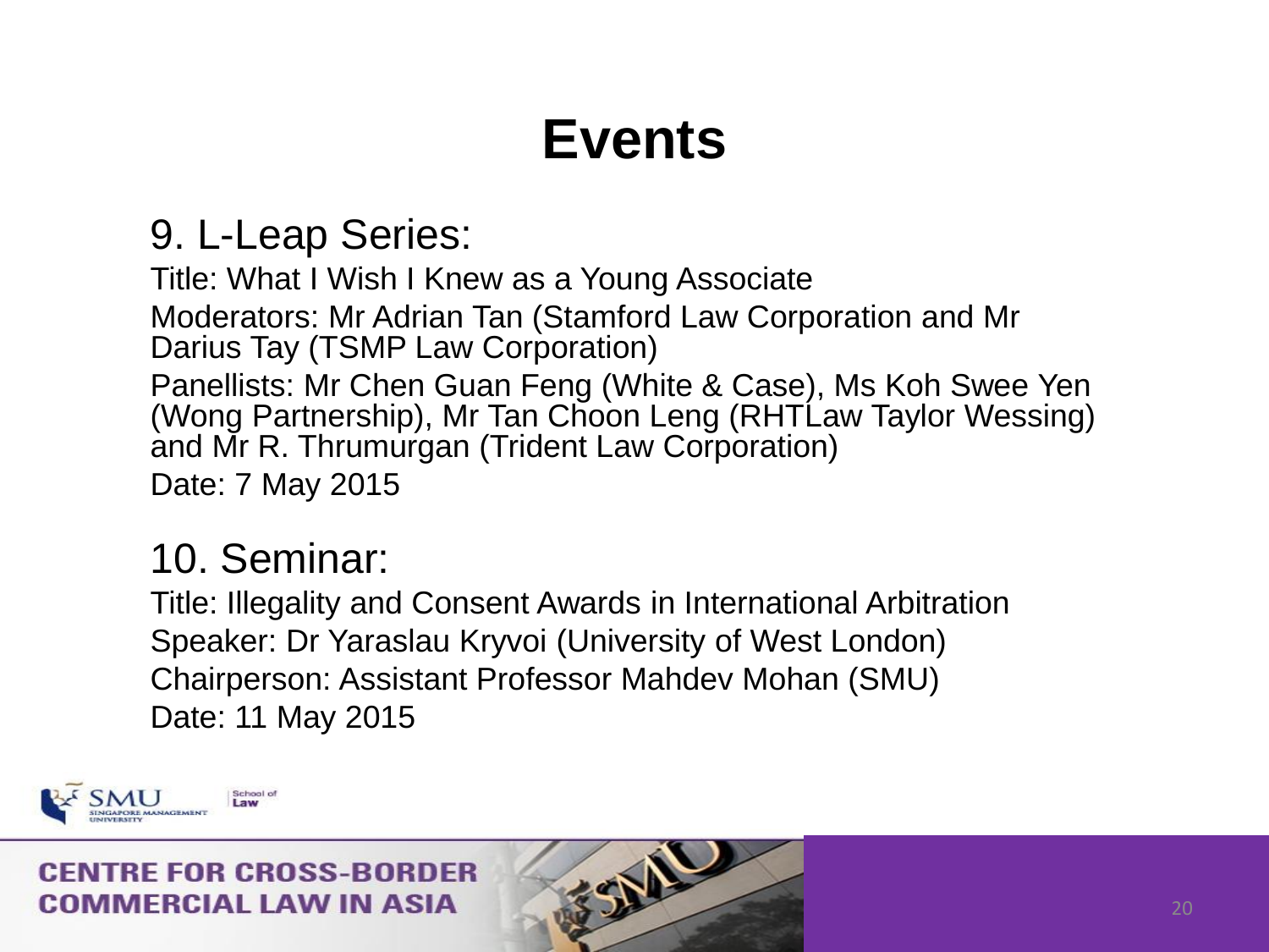# Events

## 9. L-Leap Series:

Title: What I Wish I Knew as a Young Associate

Moderators: Mr Adrian Tan (Stamford Law Corporation and Mr Darius Tay (TSMP Law Corporation)

Panellists: Mr Chen Guan Feng (White & Case), Ms Koh Swee Yen (Wong Partnership), Mr Tan Choon Leng (RHTLaw Taylor Wessing) and Mr R. Thrumurgan (Trident Law Corporation)

Date: 7 May 2015

## 10. Seminar:

Title: Illegality and Consent Awards in International Arbitration

Speaker: Dr Yaraslau Kryvoi (University of West London)

Chairperson: Assistant Professor Mahdev Mohan (SMU)

Date: 11 May 2015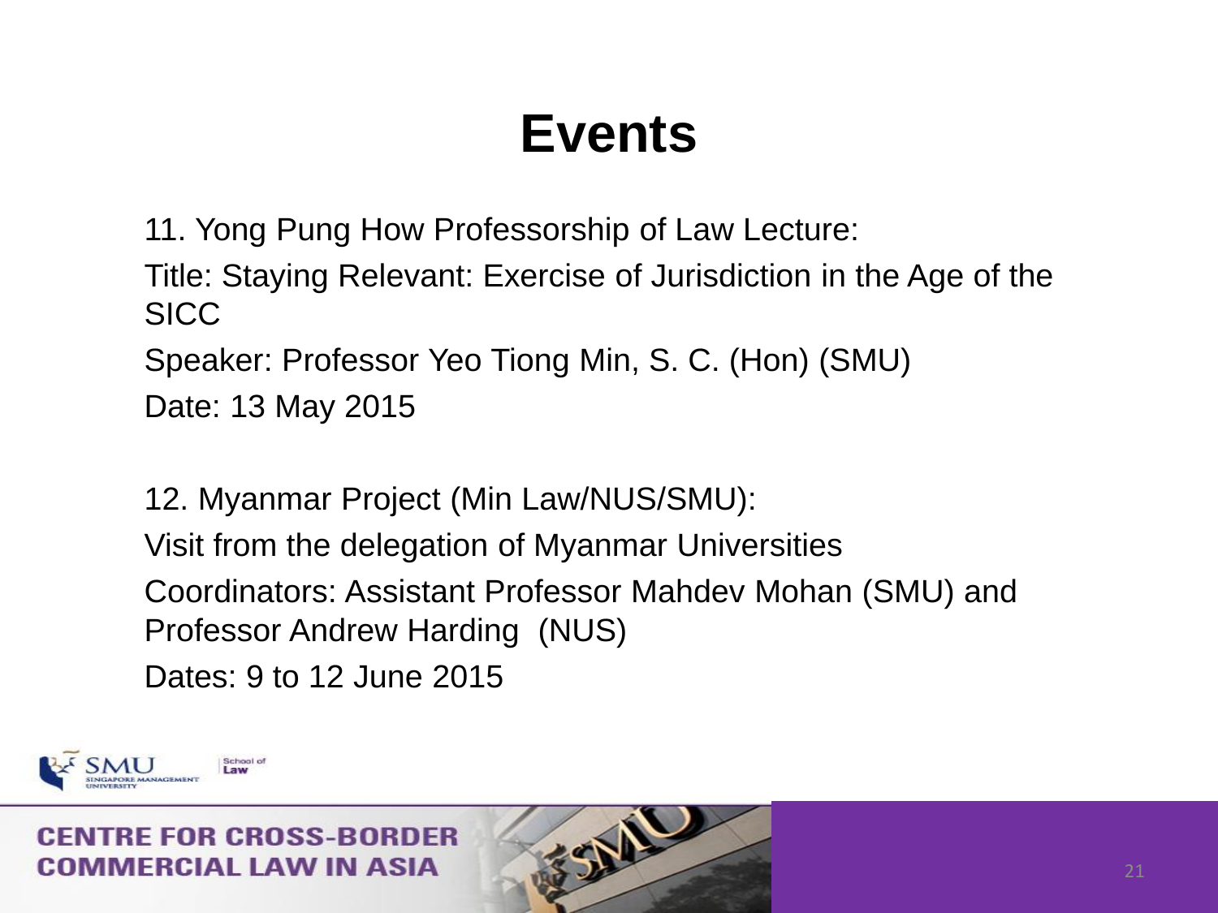# Events

11. Yong Pung How Professorship of Law Lecture:

Title: Staying Relevant: Exercise of Jurisdiction in the Age of the SICC

Speaker: Professor Yeo Tiong Min, S. C. (Hon) (SMU)

Date: 13 May 2015

12. Myanmar Project (Min Law/NUS/SMU):

Visit from the delegation of Myanmar Universities

Coordinators: Assistant Professor Mahdev Mohan (SMU) and Professor Andrew Harding (NUS)

Dates: 9 to 12 June 2015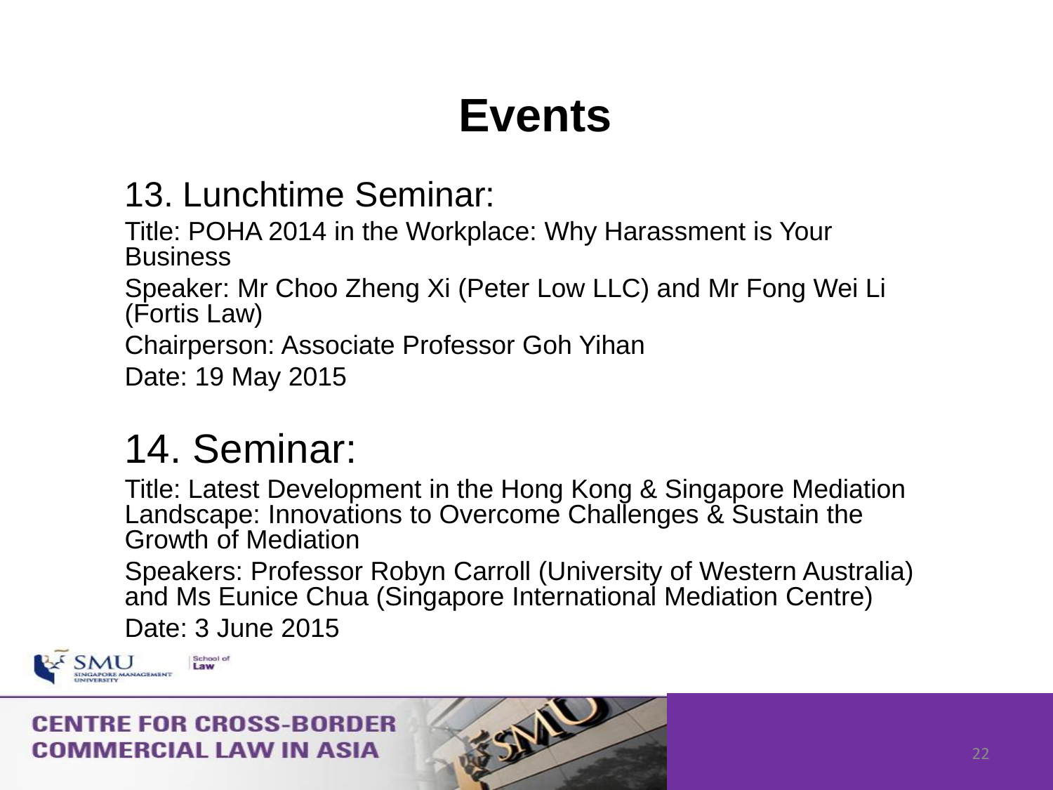# Events

## 13. Lunchtime Seminar:

Title: POHA 2014 in the Workplace: Why Harassment is Your Business

Speaker: Mr Choo Zheng Xi (Peter Low LLC) and Mr Fong Wei Li (Fortis Law)

Chairperson: Associate Professor Goh Yihan

Date: 19 May 2015

## 14. Seminar:

Title: Latest Development in the Hong Kong & Singapore Mediation Landscape: Innovations to Overcome Challenges & Sustain the Growth of Mediation

Speakers: Professor Robyn Carroll (University of Western Australia) and Ms Eunice Chua (Singapore International Mediation Centre)

Date: 3 June 2015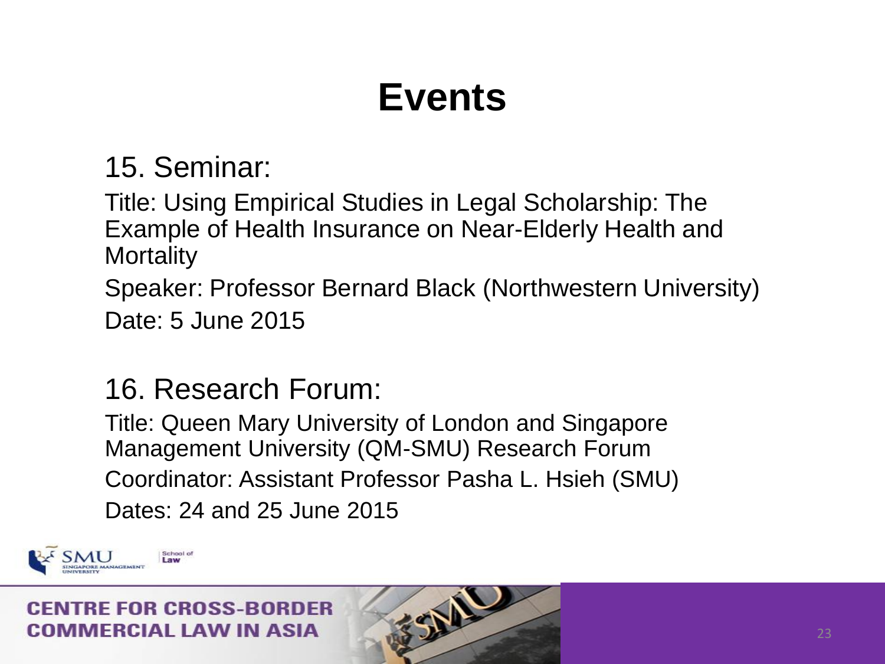# Events

15. Seminar:

Title: Using Empirical Studies in Legal Scholarship: The Example of Health Insurance on Near-Elderly Health and Mortality

Speaker: Professor Bernard Black (Northwestern University)

Date: 5 June 2015

16. Research Forum:

Title: Queen Mary University of London and Singapore Management University (QM-SMU) Research Forum

Coordinator: Assistant Professor Pasha L. Hsieh (SMU)

Dates: 24 and 25 June 2015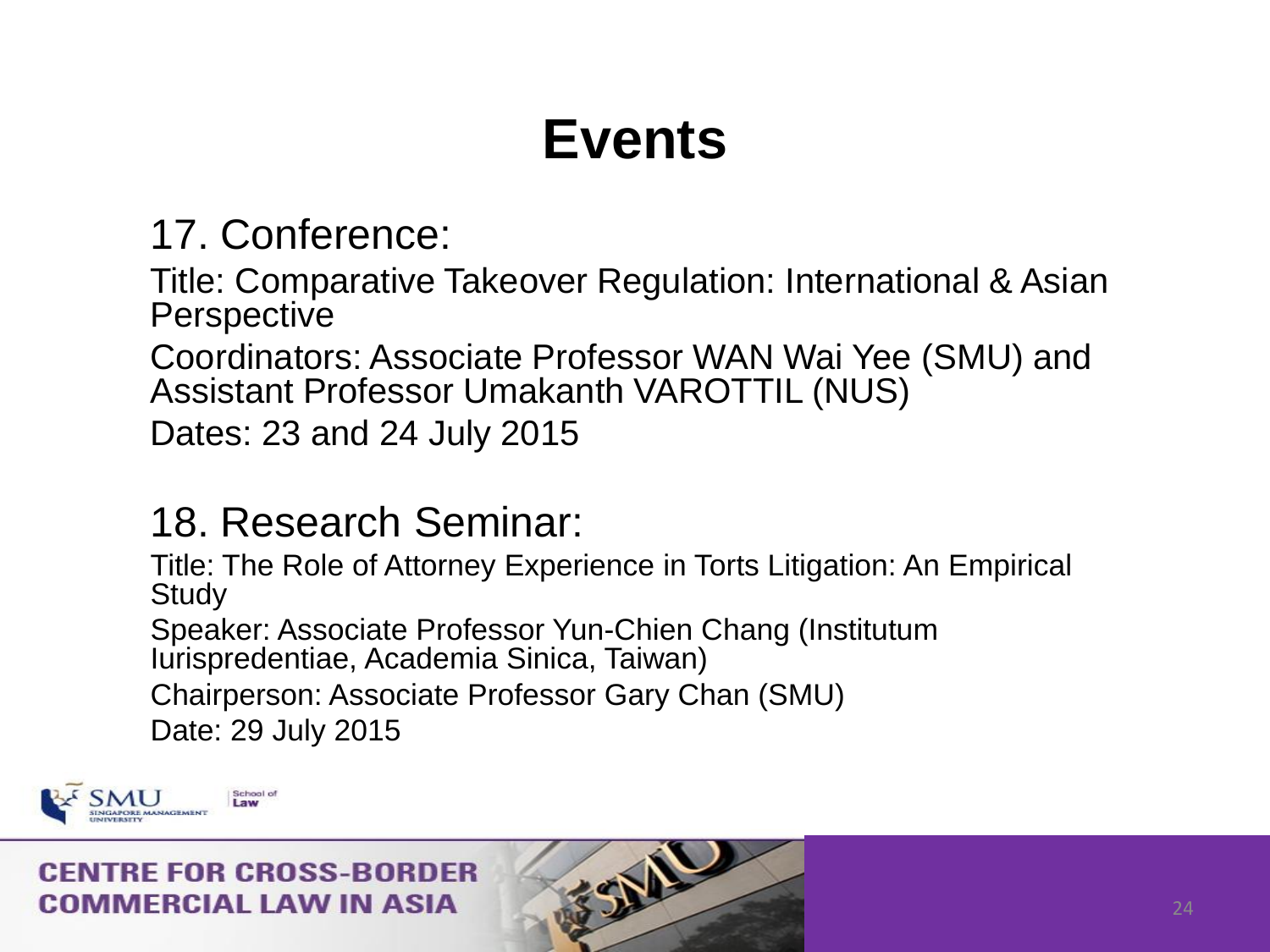# Events

## 17. Conference:

Title: Comparative Takeover Regulation: International & Asian Perspective

Coordinators: Associate Professor WAN Wai Yee (SMU) and Assistant Professor Umakanth VAROTTIL (NUS)

Dates: 23 and 24 July 2015

## 18. Research Seminar:

Title: The Role of Attorney Experience in Torts Litigation: An Empirical Study

Speaker: Associate Professor Yun-Chien Chang (Institutum Iurispredentiae, Academia Sinica, Taiwan)

Chairperson: Associate Professor Gary Chan (SMU)

Date: 29 July 2015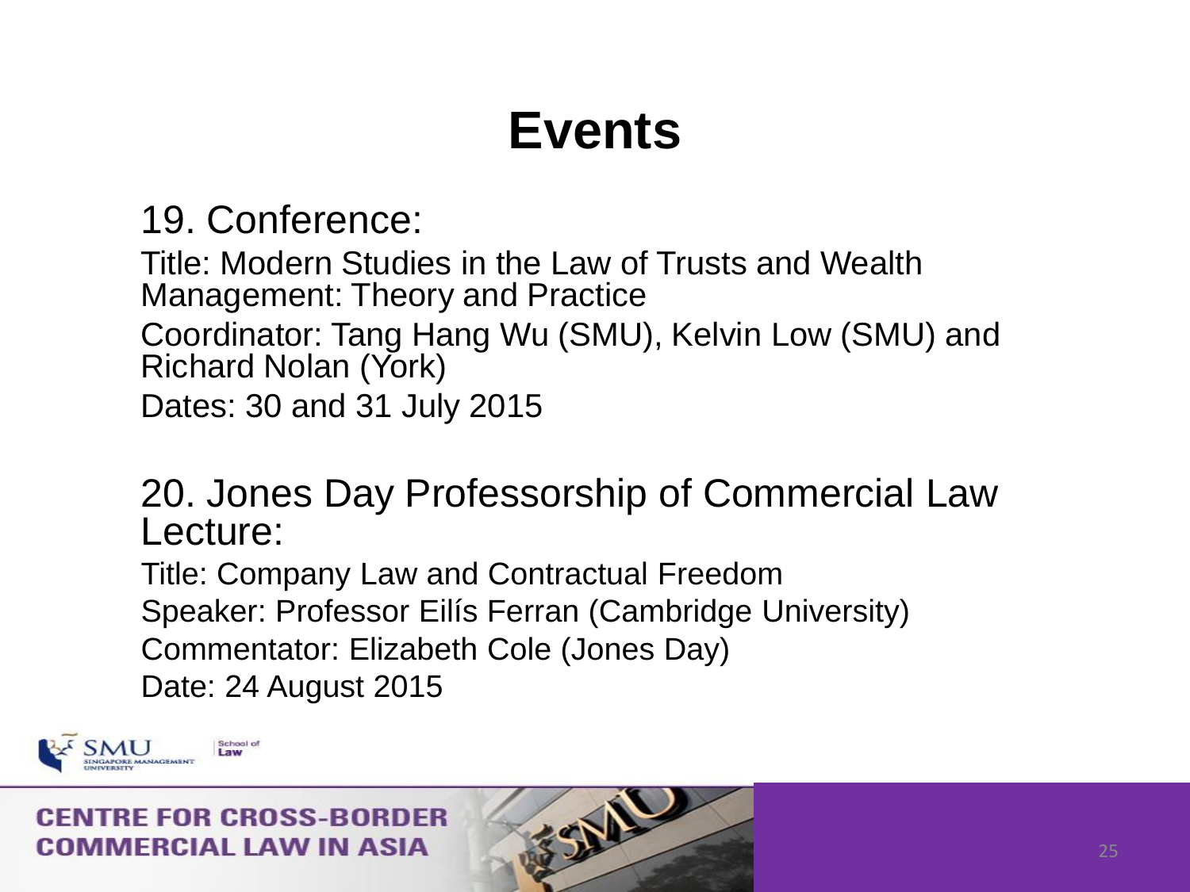# Events

19. Conference:

Title: Modern Studies in the Law of Trusts and Wealth Management: Theory and Practice

Coordinator: Tang Hang Wu (SMU), Kelvin Low (SMU) and Richard Nolan (York)

Dates: 30 and 31 July 2015

20. Jones Day Professorship of Commercial Law Lecture:

Title: Company Law and Contractual Freedom

Speaker: Professor Eilís Ferran (Cambridge University)

Commentator: Elizabeth Cole (Jones Day)

Date: 24 August 2015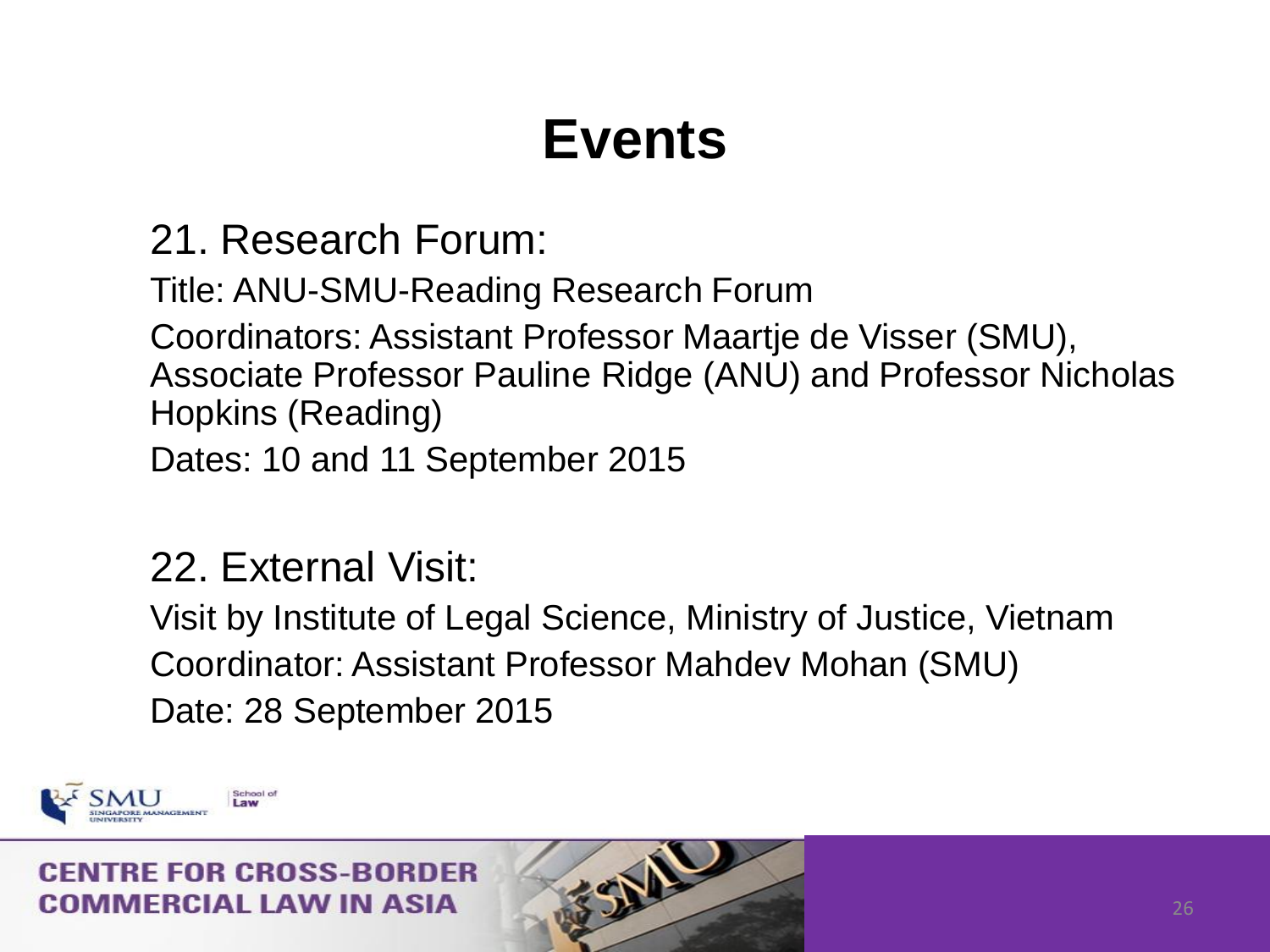# Events

21. Research Forum:

Title: ANU-SMU-Reading Research Forum

Coordinators: Assistant Professor Maartje de Visser (SMU), Associate Professor Pauline Ridge (ANU) and Professor Nicholas Hopkins (Reading)

Dates: 10 and 11 September 2015

22. External Visit:

Visit by Institute of Legal Science, Ministry of Justice, Vietnam

Coordinator: Assistant Professor Mahdev Mohan (SMU)

Date: 28 September 2015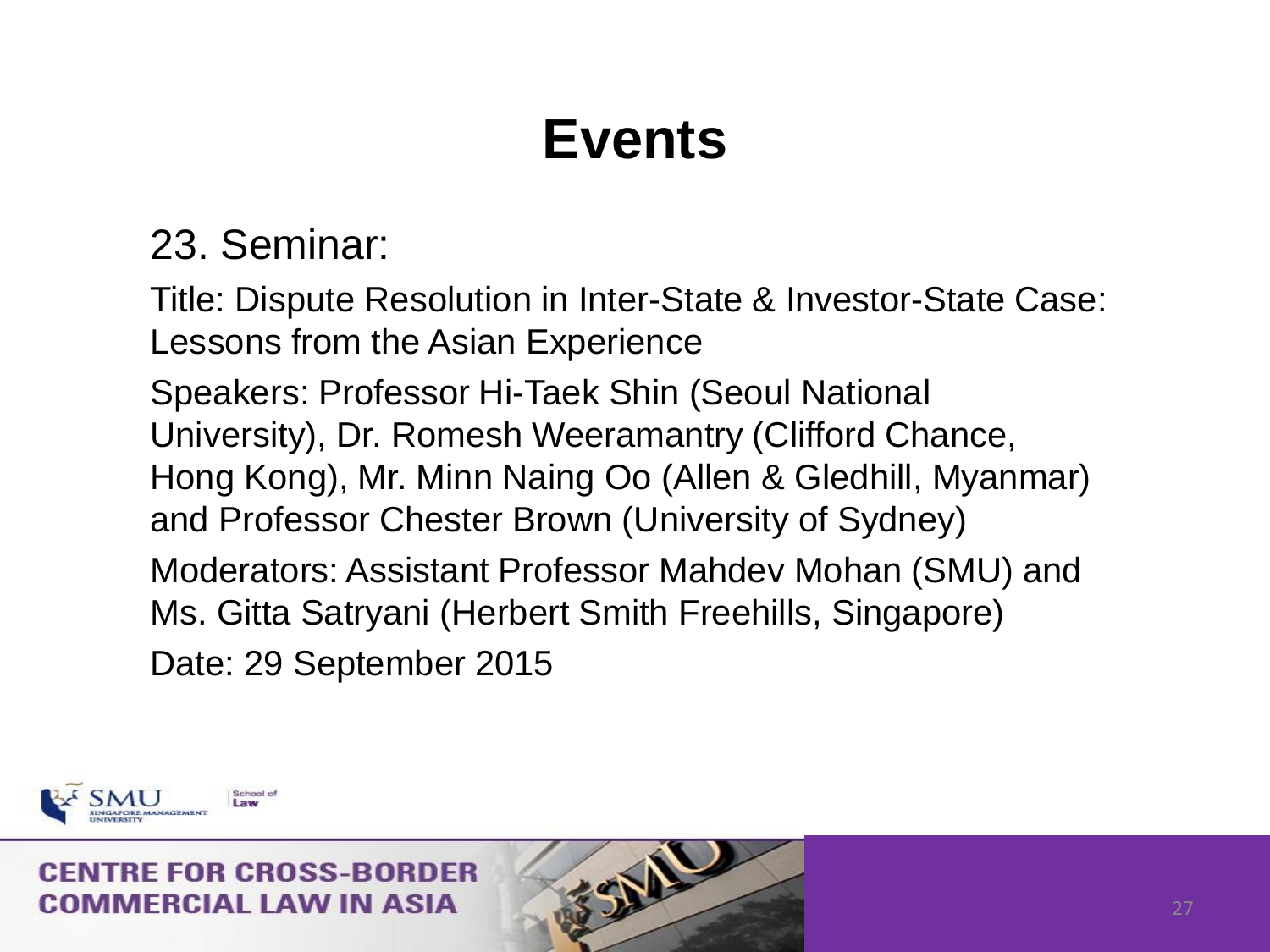# Events

23. Seminar:

Title: Dispute Resolution in Inter-State & Investor-State Case: Lessons from the Asian Experience

Speakers: Professor Hi-Taek Shin (Seoul National University), Dr. Romesh Weeramantry (Clifford Chance, Hong Kong), Mr. Minn Naing Oo (Allen & Gledhill, Myanmar) and Professor Chester Brown (University of Sydney)

Moderators: Assistant Professor Mahdev Mohan (SMU) and Ms. Gitta Satryani (Herbert Smith Freehills, Singapore)

Date: 29 September 2015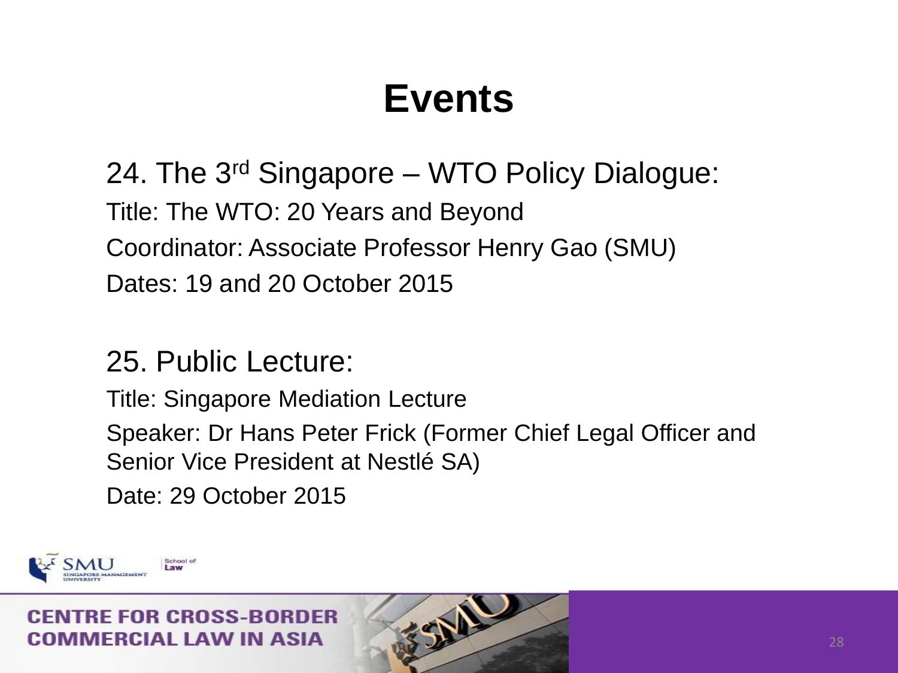# Events

24. The 3rd Singapore – WTO Policy Dialogue:

Title: The WTO: 20 Years and Beyond

Coordinator: Associate Professor Henry Gao (SMU)

Dates: 19 and 20 October 2015

25. Public Lecture:

Title: Singapore Mediation Lecture

Speaker: Dr Hans Peter Frick (Former Chief Legal Officer and Senior Vice President at Nestlé SA)

Date: 29 October 2015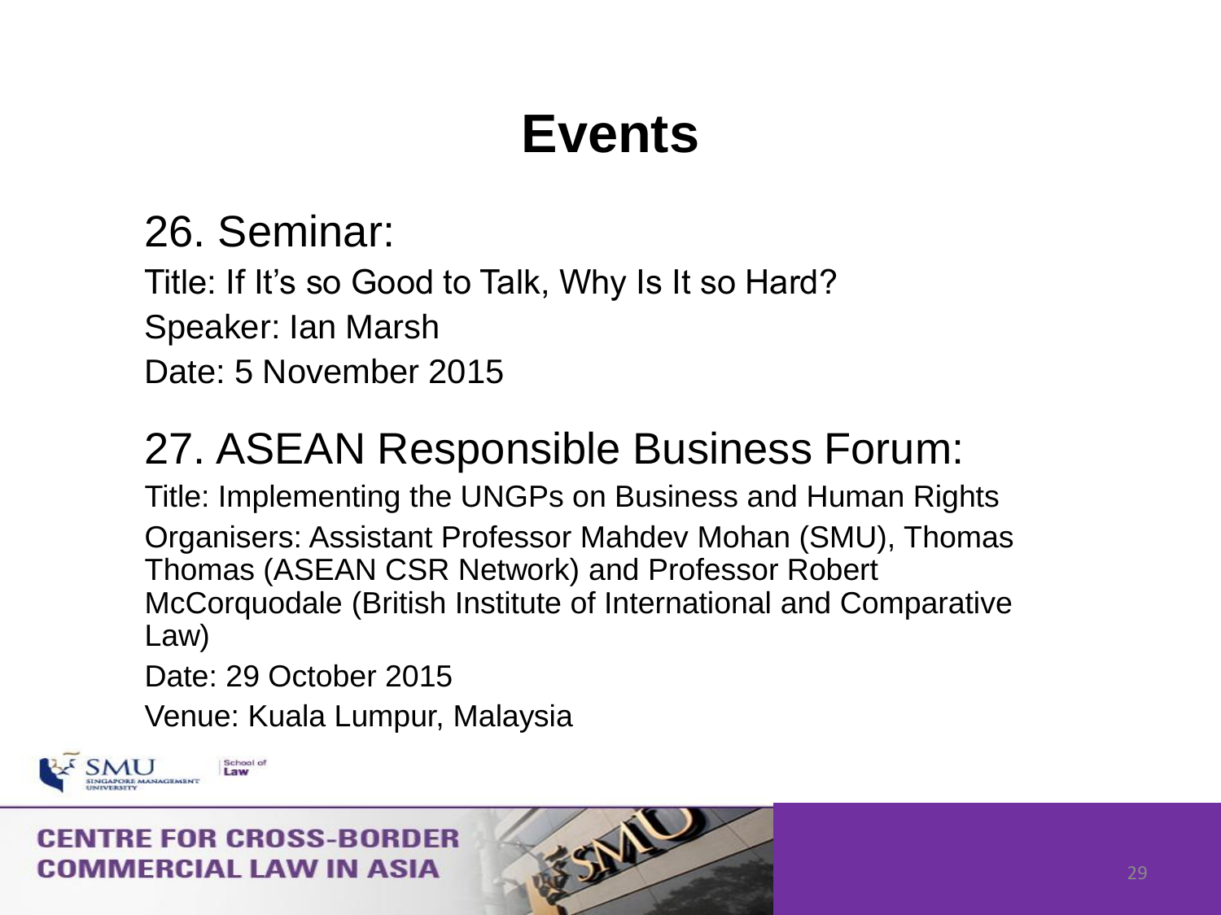# Events

## 26. Seminar:

Title: If It's so Good to Talk, Why Is It so Hard?

Speaker: Ian Marsh

Date: 5 November 2015

## 27. ASEAN Responsible Business Forum:

Title: Implementing the UNGPs on Business and Human Rights

Organisers: Assistant Professor Mahdev Mohan (SMU), Thomas Thomas (ASEAN CSR Network) and Professor Robert McCorquodale (British Institute of International and Comparative Law)

Date: 29 October 2015

Venue: Kuala Lumpur, Malaysia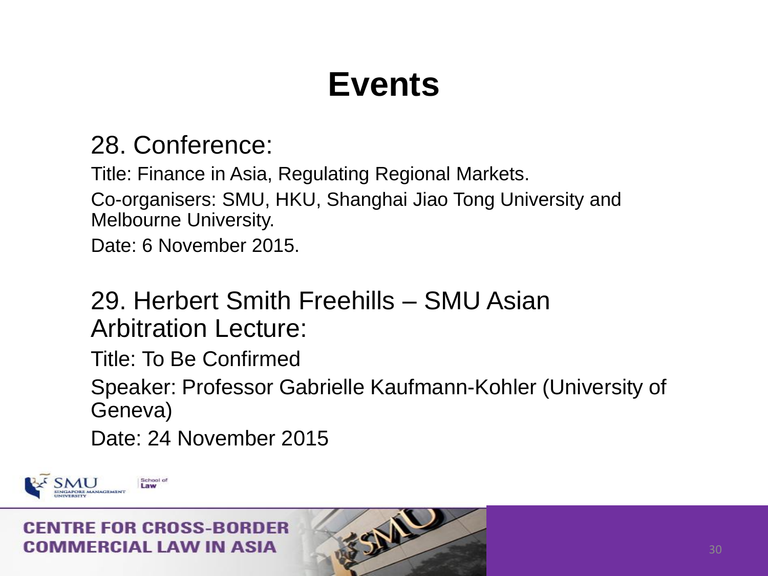# Events

## 28. Conference:

Title: Finance in Asia, Regulating Regional Markets.

Co-organisers: SMU, HKU, Shanghai Jiao Tong University and Melbourne University.

Date: 6 November 2015.

## 29. Herbert Smith Freehills – SMU Asian Arbitration Lecture:

Title: To Be Confirmed

Speaker: Professor Gabrielle Kaufmann-Kohler (University of Geneva)

Date: 24 November 2015